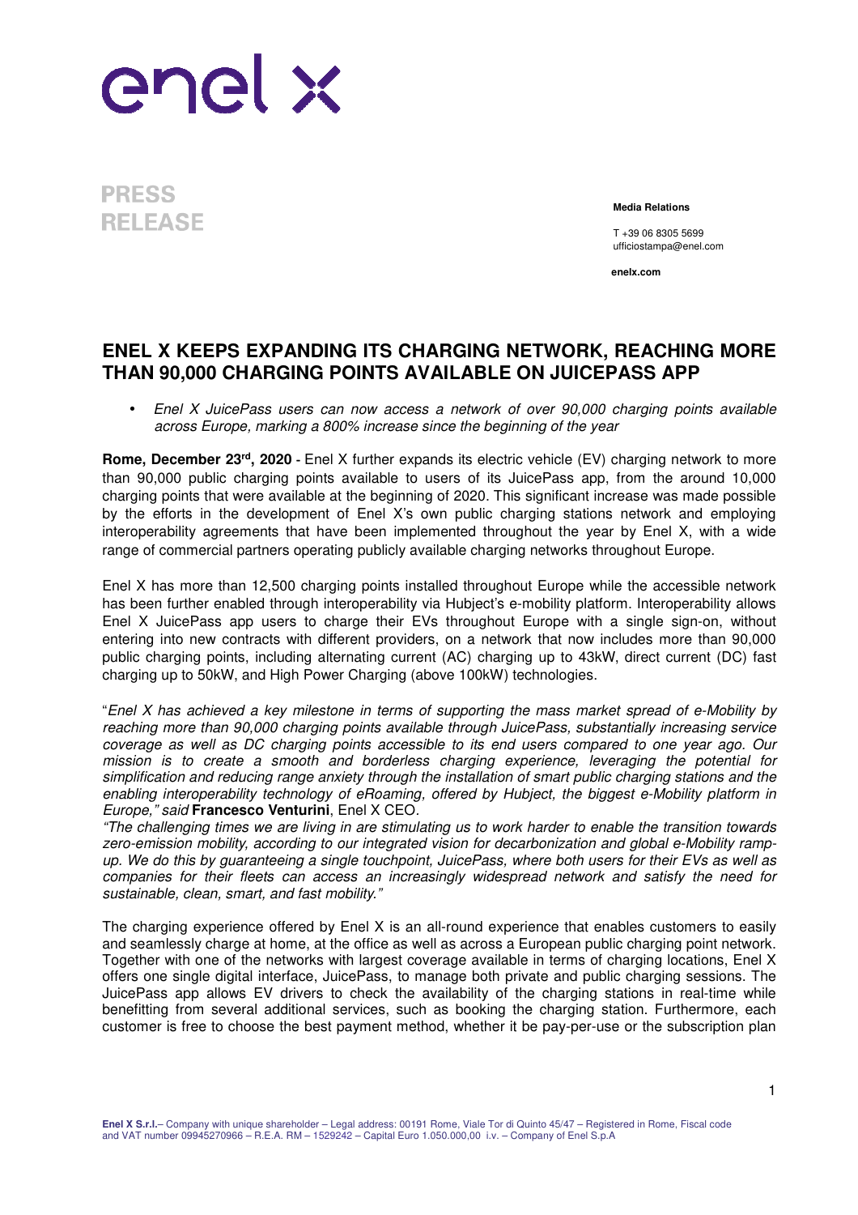enel x

**PRESS RELEASE**

**Media Relations**

T +39 06 8305 5699
ufficiostampa@enel.com

**enelx.com**

# ENEL X KEEPS EXPANDING ITS CHARGING NETWORK, REACHING MORE THAN 90,000 CHARGING POINTS AVAILABLE ON JUICEPASS APP

- *Enel X JuicePass users can now access a network of over 90,000 charging points available across Europe, marking a 800% increase since the beginning of the year*

**Rome, December 23rd, 2020** - Enel X further expands its electric vehicle (EV) charging network to more than 90,000 public charging points available to users of its JuicePass app, from the around 10,000 charging points that were available at the beginning of 2020. This significant increase was made possible by the efforts in the development of Enel X's own public charging stations network and employing interoperability agreements that have been implemented throughout the year by Enel X, with a wide range of commercial partners operating publicly available charging networks throughout Europe.

Enel X has more than 12,500 charging points installed throughout Europe while the accessible network has been further enabled through interoperability via Hubject's e-mobility platform. Interoperability allows Enel X JuicePass app users to charge their EVs throughout Europe with a single sign-on, without entering into new contracts with different providers, on a network that now includes more than 90,000 public charging points, including alternating current (AC) charging up to 43kW, direct current (DC) fast charging up to 50kW, and High Power Charging (above 100kW) technologies.

"*Enel X has achieved a key milestone in terms of supporting the mass market spread of e-Mobility by reaching more than 90,000 charging points available through JuicePass, substantially increasing service coverage as well as DC charging points accessible to its end users compared to one year ago. Our mission is to create a smooth and borderless charging experience, leveraging the potential for simplification and reducing range anxiety through the installation of smart public charging stations and the enabling interoperability technology of eRoaming, offered by Hubject, the biggest e-Mobility platform in Europe," said* **Francesco Venturini**, Enel X CEO.
*"The challenging times we are living in are stimulating us to work harder to enable the transition towards zero-emission mobility, according to our integrated vision for decarbonization and global e-Mobility ramp-up. We do this by guaranteeing a single touchpoint, JuicePass, where both users for their EVs as well as companies for their fleets can access an increasingly widespread network and satisfy the need for sustainable, clean, smart, and fast mobility."*

The charging experience offered by Enel X is an all-round experience that enables customers to easily and seamlessly charge at home, at the office as well as across a European public charging point network. Together with one of the networks with largest coverage available in terms of charging locations, Enel X offers one single digital interface, JuicePass, to manage both private and public charging sessions. The JuicePass app allows EV drivers to check the availability of the charging stations in real-time while benefitting from several additional services, such as booking the charging station. Furthermore, each customer is free to choose the best payment method, whether it be pay-per-use or the subscription plan

**Enel X S.r.l.**– Company with unique shareholder – Legal address: 00191 Rome, Viale Tor di Quinto 45/47 – Registered in Rome, Fiscal code and VAT number 09945270966 – R.E.A. RM – 1529242 – Capital Euro 1.050.000,00 i.v. – Company of Enel S.p.A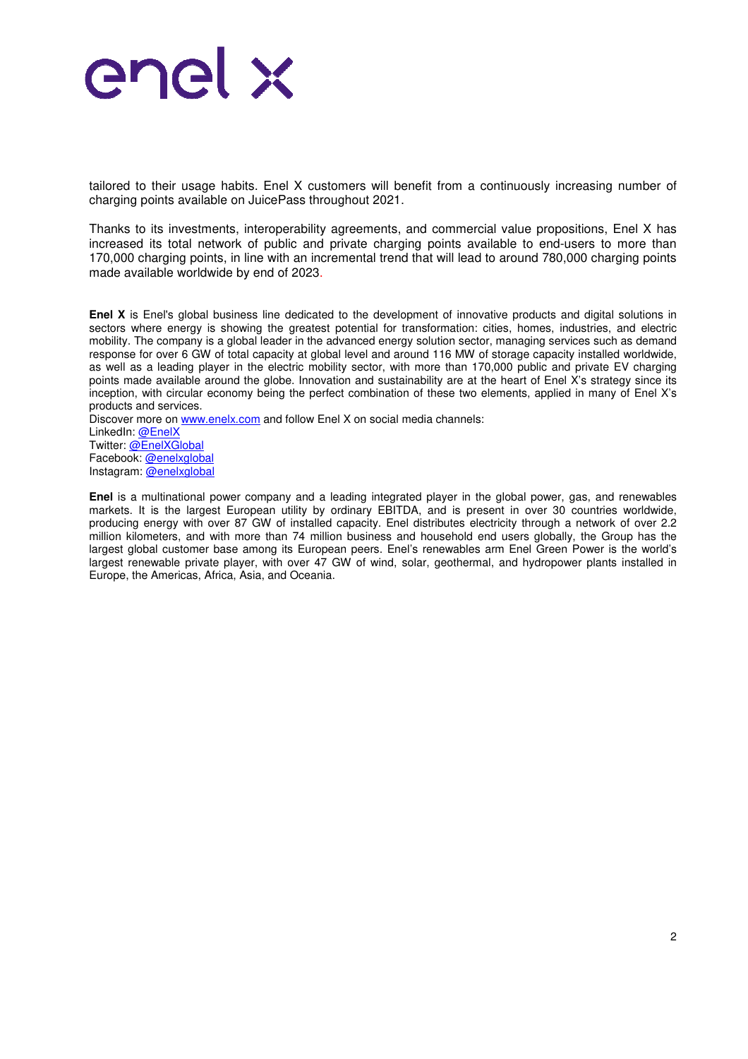tailored to their usage habits. Enel X customers will benefit from a continuously increasing number of charging points available on JuicePass throughout 2021.

Thanks to its investments, interoperability agreements, and commercial value propositions, Enel X has increased its total network of public and private charging points available to end-users to more than 170,000 charging points, in line with an incremental trend that will lead to around 780,000 charging points made available worldwide by end of 2023.

**Enel X** is Enel's global business line dedicated to the development of innovative products and digital solutions in sectors where energy is showing the greatest potential for transformation: cities, homes, industries, and electric mobility. The company is a global leader in the advanced energy solution sector, managing services such as demand response for over 6 GW of total capacity at global level and around 116 MW of storage capacity installed worldwide, as well as a leading player in the electric mobility sector, with more than 170,000 public and private EV charging points made available around the globe. Innovation and sustainability are at the heart of Enel X's strategy since its inception, with circular economy being the perfect combination of these two elements, applied in many of Enel X's products and services.
Discover more on [www.enelx.com](http://www.enelx.com) and follow Enel X on social media channels:
LinkedIn: @EnelX
Twitter: @EnelXGlobal
Facebook: @enelxglobal
Instagram: @enelxglobal

**Enel** is a multinational power company and a leading integrated player in the global power, gas, and renewables markets. It is the largest European utility by ordinary EBITDA, and is present in over 30 countries worldwide, producing energy with over 87 GW of installed capacity. Enel distributes electricity through a network of over 2.2 million kilometers, and with more than 74 million business and household end users globally, the Group has the largest global customer base among its European peers. Enel's renewables arm Enel Green Power is the world's largest renewable private player, with over 47 GW of wind, solar, geothermal, and hydropower plants installed in Europe, the Americas, Africa, Asia, and Oceania.